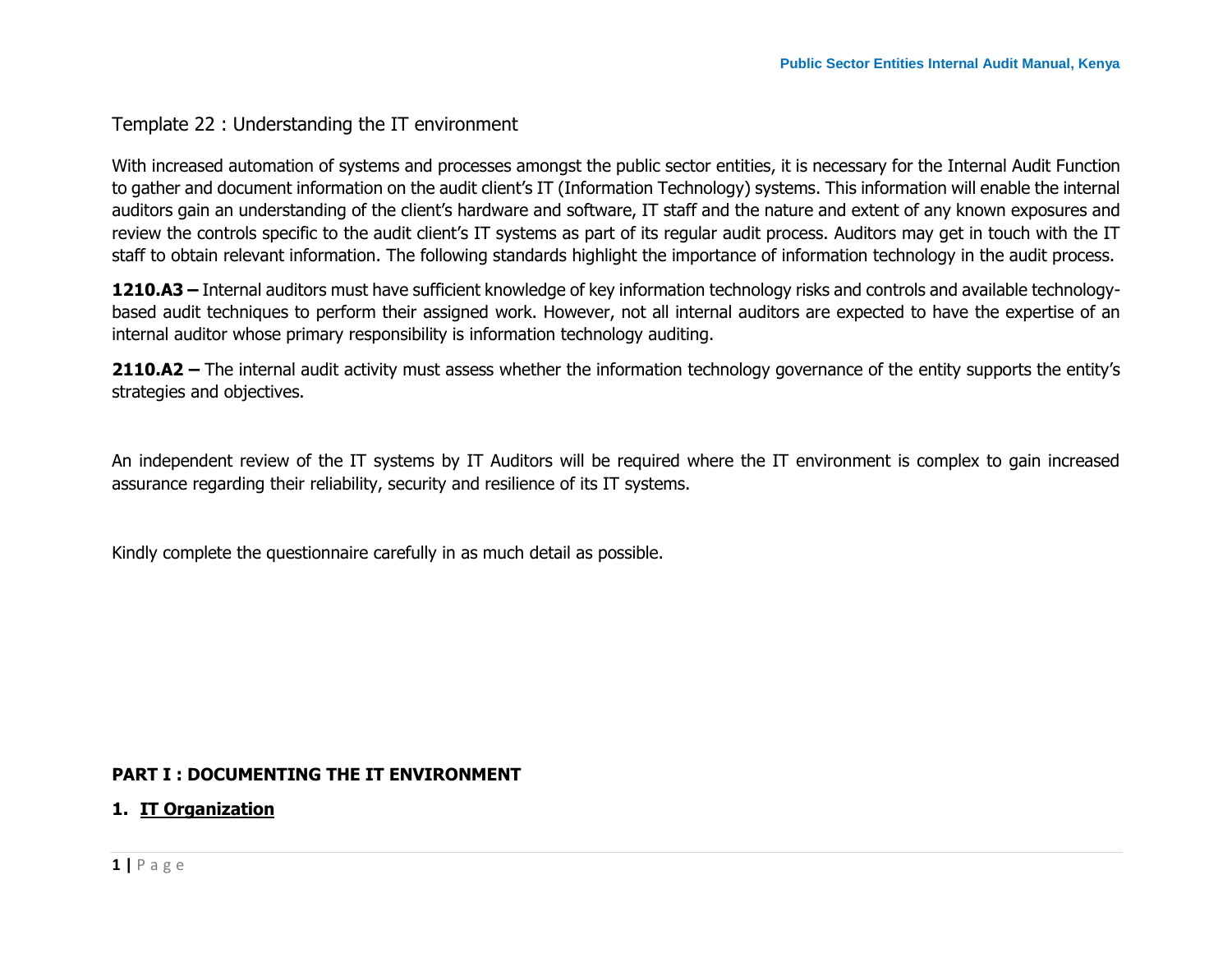# Template 22 : Understanding the IT environment

With increased automation of systems and processes amongst the public sector entities, it is necessary for the Internal Audit Function to gather and document information on the audit client's IT (Information Technology) systems. This information will enable the internal auditors gain an understanding of the client's hardware and software, IT staff and the nature and extent of any known exposures and review the controls specific to the audit client's IT systems as part of its regular audit process. Auditors may get in touch with the IT staff to obtain relevant information. The following standards highlight the importance of information technology in the audit process.

**1210.A3 –** Internal auditors must have sufficient knowledge of key information technology risks and controls and available technology-based audit techniques to perform their assigned work. However, not all internal auditors are expected to have the expertise of an internal auditor whose primary responsibility is information technology auditing.

**2110.A2 –** The internal audit activity must assess whether the information technology governance of the entity supports the entity's strategies and objectives.

An independent review of the IT systems by IT Auditors will be required where the IT environment is complex to gain increased assurance regarding their reliability, security and resilience of its IT systems.

Kindly complete the questionnaire carefully in as much detail as possible.

## PART I : DOCUMENTING THE IT ENVIRONMENT

### 1. <u>IT Organization</u>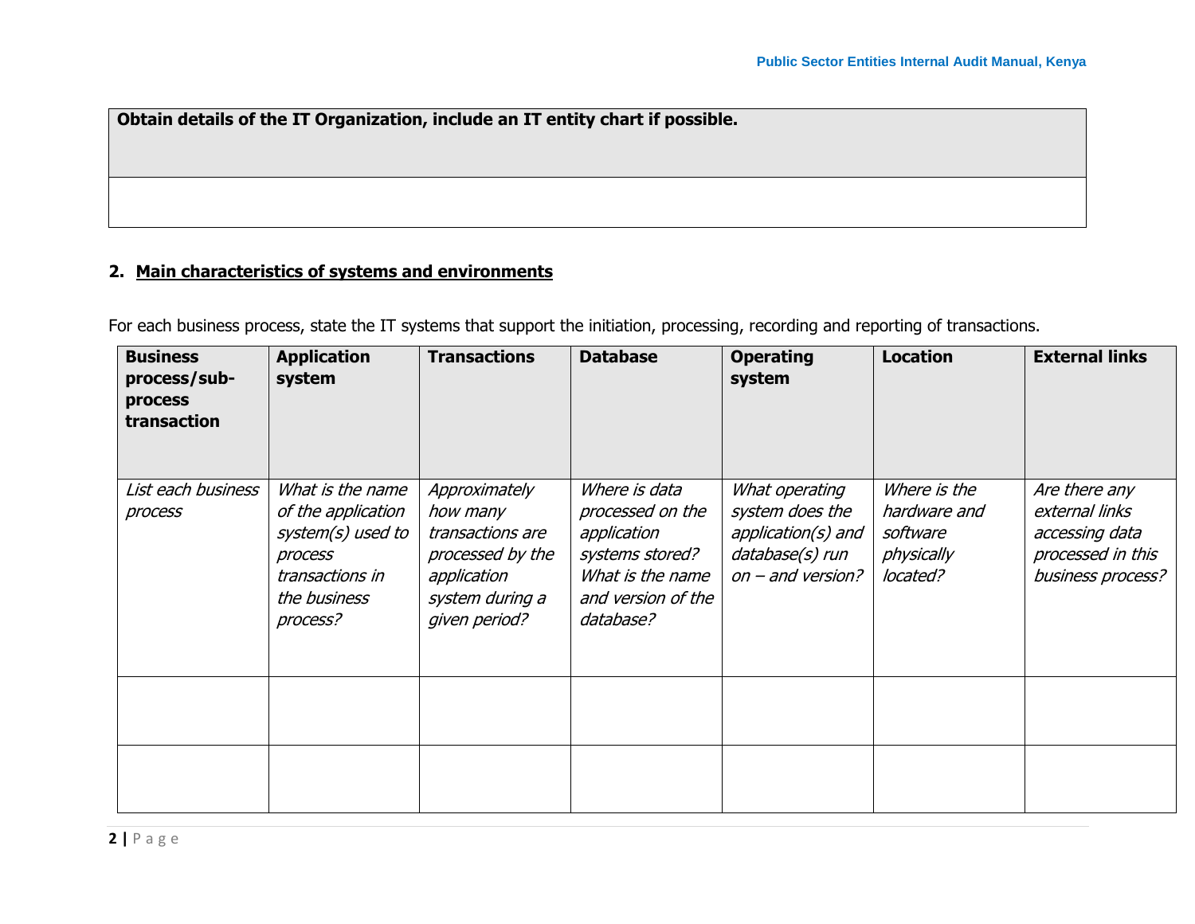| **Obtain details of the IT Organization, include an IT entity chart if possible.** |
| --- |
| |

## 2. Main characteristics of systems and environments

For each business process, state the IT systems that support the initiation, processing, recording and reporting of transactions.

| **Business process/sub-process transaction** | **Application system** | **Transactions** | **Database** | **Operating system** | **Location** | **External links** |
| --- | --- | --- | --- | --- | --- | --- |
| *List each business process* | *What is the name of the application system(s) used to process transactions in the business process?* | *Approximately how many transactions are processed by the application system during a given period?* | *Where is data processed on the application systems stored? What is the name and version of the database?* | *What operating system does the application(s) and database(s) run on – and version?* | *Where is the hardware and software physically located?* | *Are there any external links accessing data processed in this business process?* |
| | | | | | | |
| | | | | | | |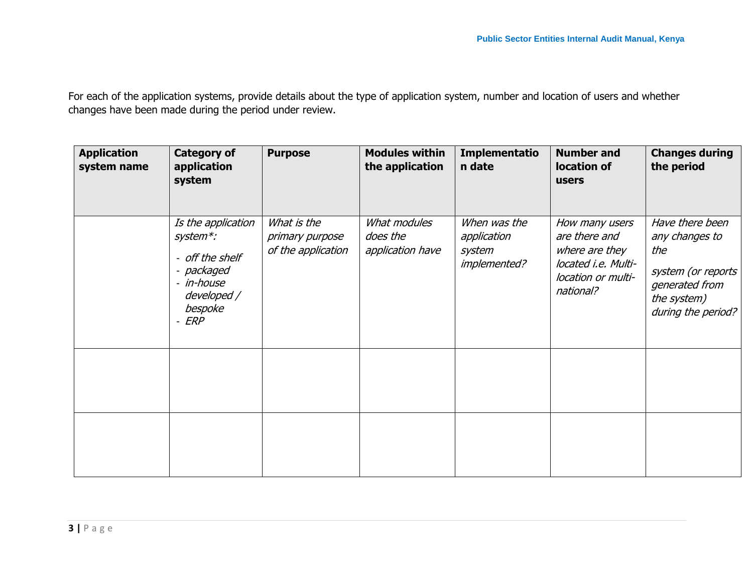For each of the application systems, provide details about the type of application system, number and location of users and whether changes have been made during the period under review.

| Application system name | Category of application system | Purpose | Modules within the application | Implementation date | Number and location of users | Changes during the period |
|---|---|---|---|---|---|---|
| | *Is the application system*:* <br> - *off the shelf* <br> - *packaged* <br> - *in-house developed / bespoke* <br> - *ERP* | *What is the primary purpose of the application* | *What modules does the application have* | *When was the application system implemented?* | *How many users are there and where are they located i.e. Multi-location or multi-national?* | *Have there been any changes to the system (or reports generated from the system) during the period?* |
| | | | | | | |
| | | | | | | |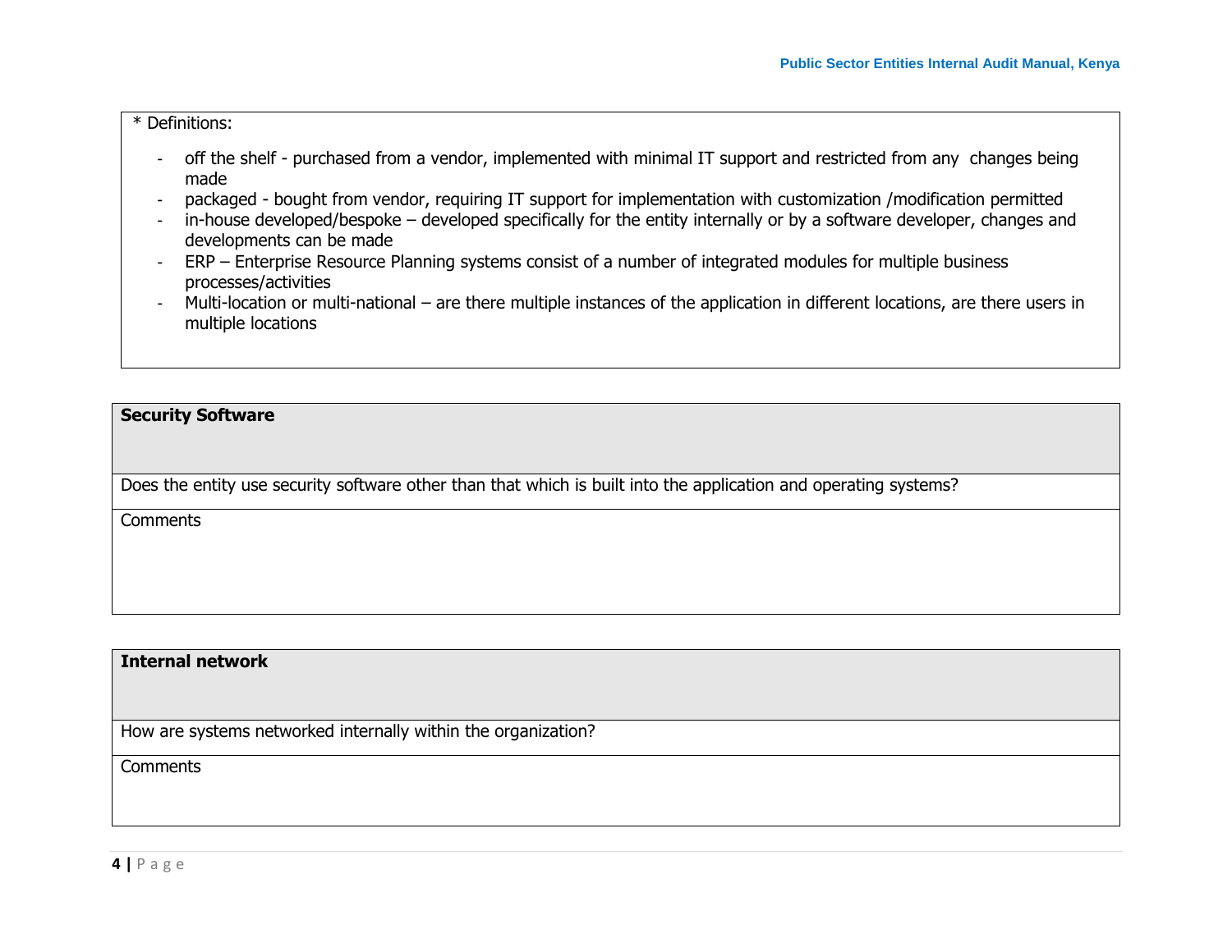\* Definitions:

- off the shelf - purchased from a vendor, implemented with minimal IT support and restricted from any changes being made
- packaged - bought from vendor, requiring IT support for implementation with customization /modification permitted
- in-house developed/bespoke – developed specifically for the entity internally or by a software developer, changes and developments can be made
- ERP – Enterprise Resource Planning systems consist of a number of integrated modules for multiple business processes/activities
- Multi-location or multi-national – are there multiple instances of the application in different locations, are there users in multiple locations

| **Security Software** |
| --- |
| Does the entity use security software other than that which is built into the application and operating systems? |
| Comments |

| **Internal network** |
| --- |
| How are systems networked internally within the organization? |
| Comments |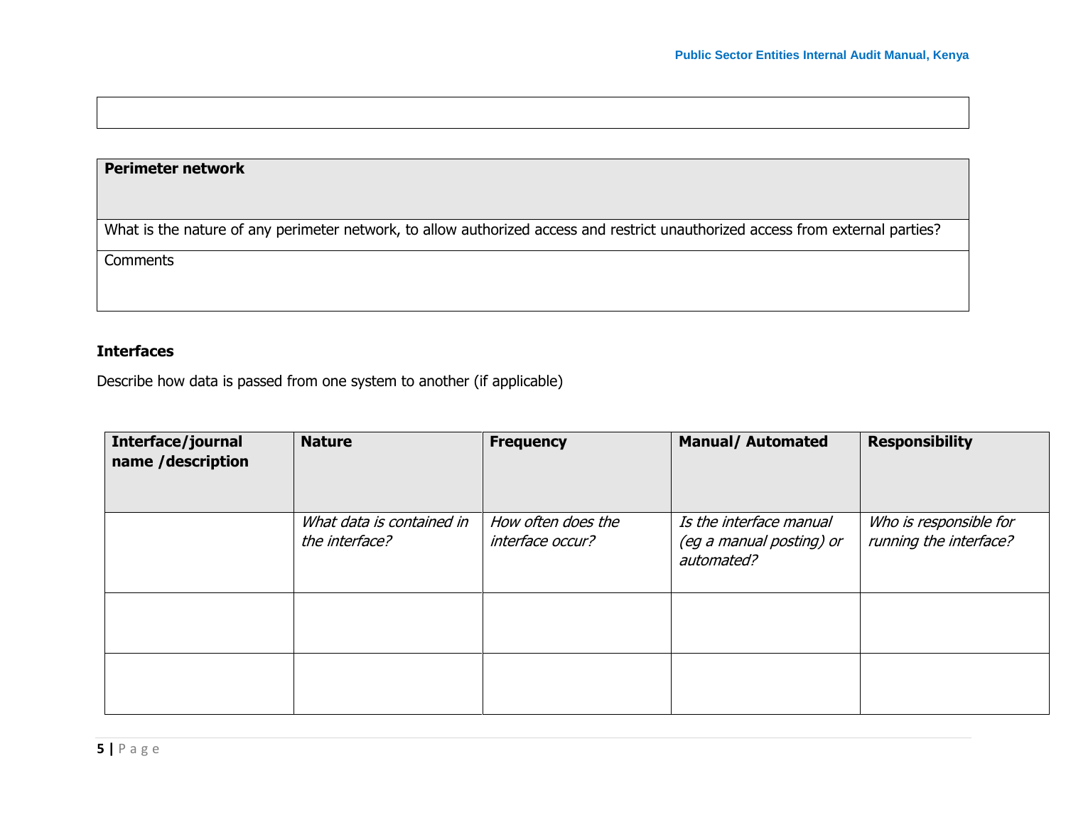| |
|---|
| |

| **Perimeter network** |
|---|
| What is the nature of any perimeter network, to allow authorized access and restrict unauthorized access from external parties? |
| Comments |

**Interfaces**

Describe how data is passed from one system to another (if applicable)

| **Interface/journal name /description** | **Nature** | **Frequency** | **Manual/ Automated** | **Responsibility** |
|---|---|---|---|---|
| | *What data is contained in the interface?* | *How often does the interface occur?* | *Is the interface manual (eg a manual posting) or automated?* | *Who is responsible for running the interface?* |
| | | | | |
| | | | | |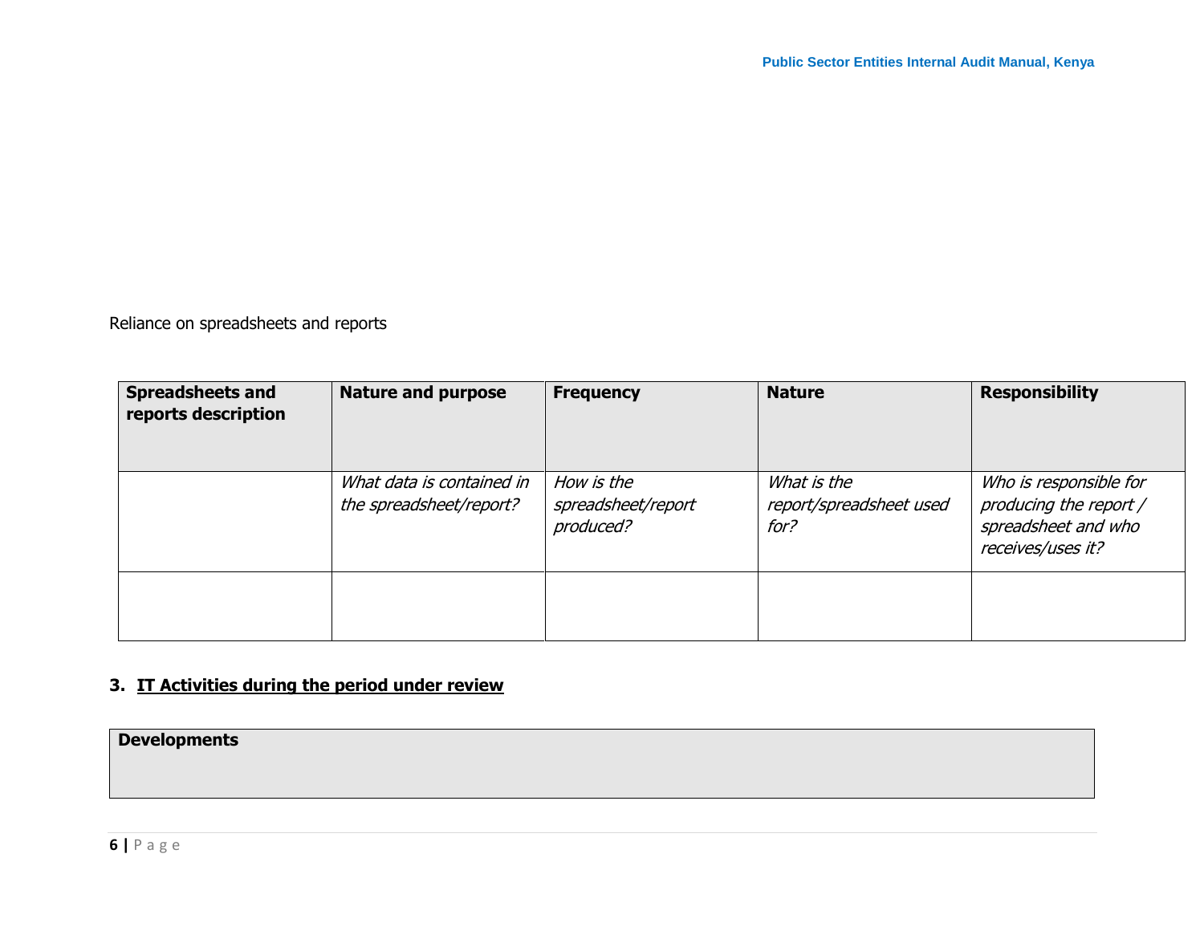Reliance on spreadsheets and reports

| **Spreadsheets and reports description** | **Nature and purpose** | **Frequency** | **Nature** | **Responsibility** |
|---|---|---|---|---|
| | *What data is contained in the spreadsheet/report?* | *How is the spreadsheet/report produced?* | *What is the report/spreadsheet used for?* | *Who is responsible for producing the report / spreadsheet and who receives/uses it?* |
| | | | | |

## 3. IT Activities during the period under review

| **Developments** |
|---|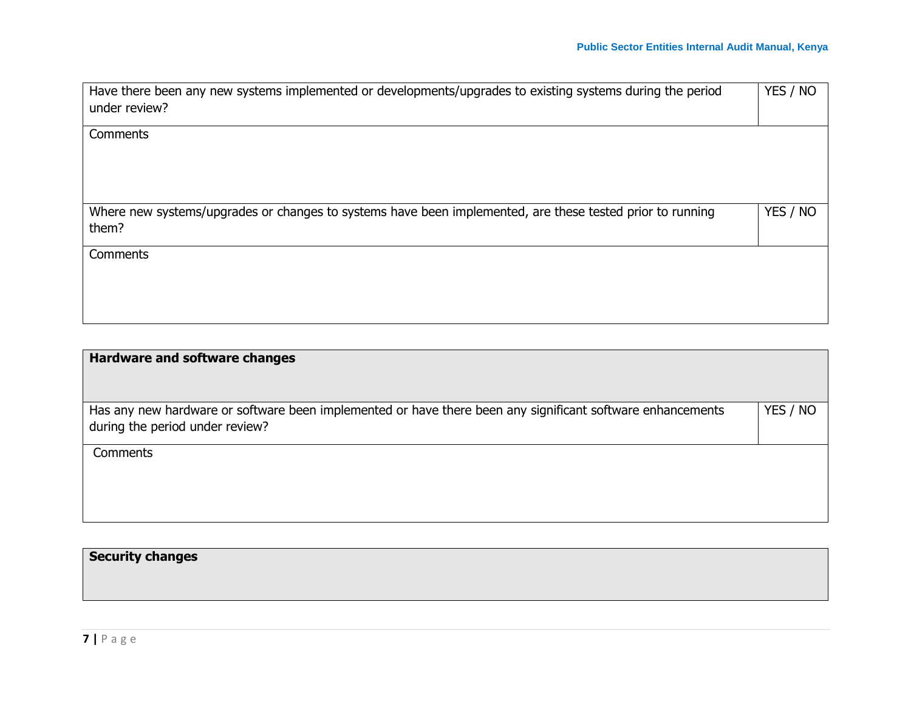| Have there been any new systems implemented or developments/upgrades to existing systems during the period under review? | YES / NO |
|---|---|
| Comments | |
| Where new systems/upgrades or changes to systems have been implemented, are these tested prior to running them? | YES / NO |
| Comments | |

| **Hardware and software changes** | |
|---|---|
| Has any new hardware or software been implemented or have there been any significant software enhancements during the period under review? | YES / NO |
| Comments | |

| **Security changes** |
|---|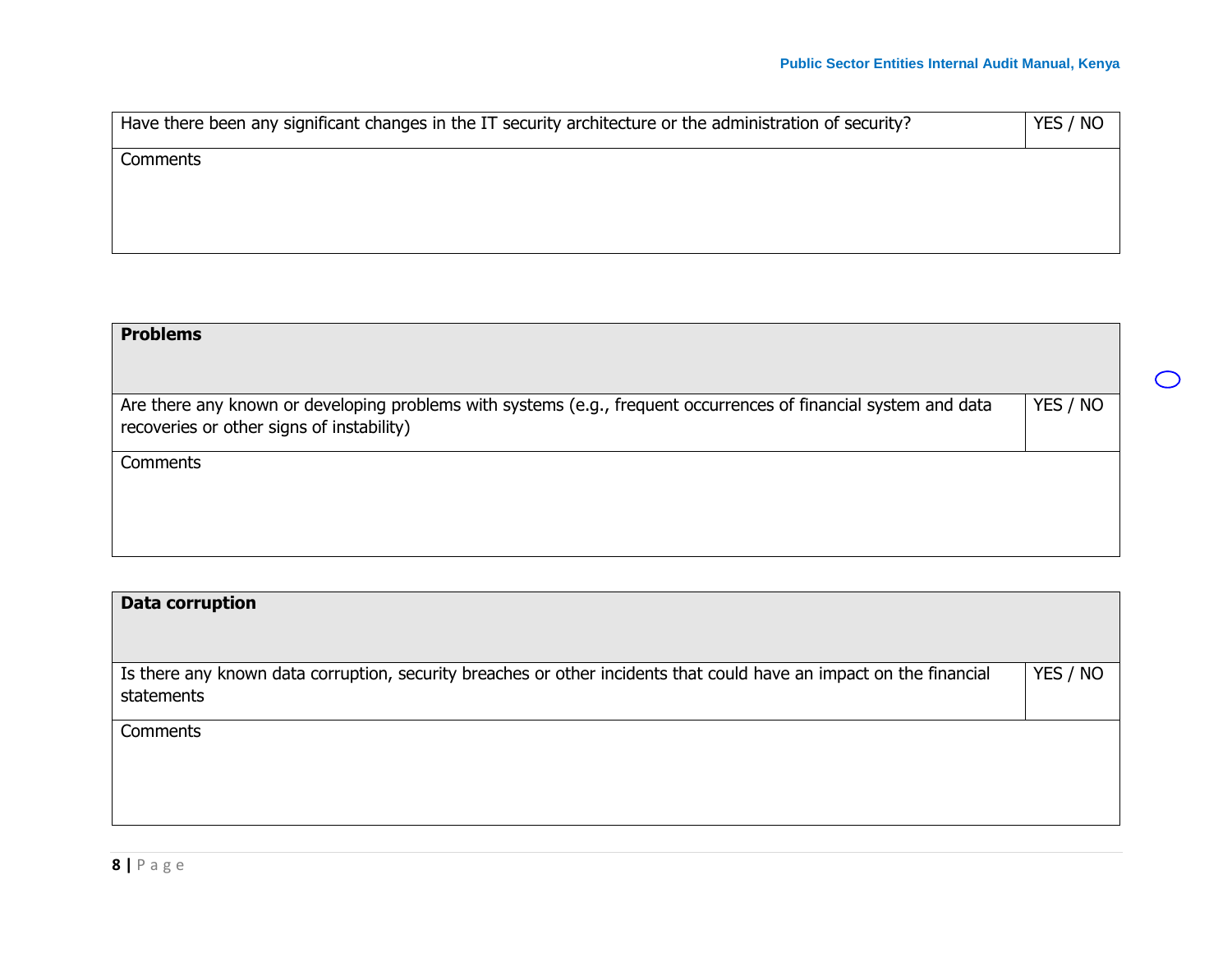| Have there been any significant changes in the IT security architecture or the administration of security? | YES / NO |
|---|---|
| Comments | |

| **Problems** | |
|---|---|
| Are there any known or developing problems with systems (e.g., frequent occurrences of financial system and data recoveries or other signs of instability) | YES / NO |
| Comments | |

| **Data corruption** | |
|---|---|
| Is there any known data corruption, security breaches or other incidents that could have an impact on the financial statements | YES / NO |
| Comments | |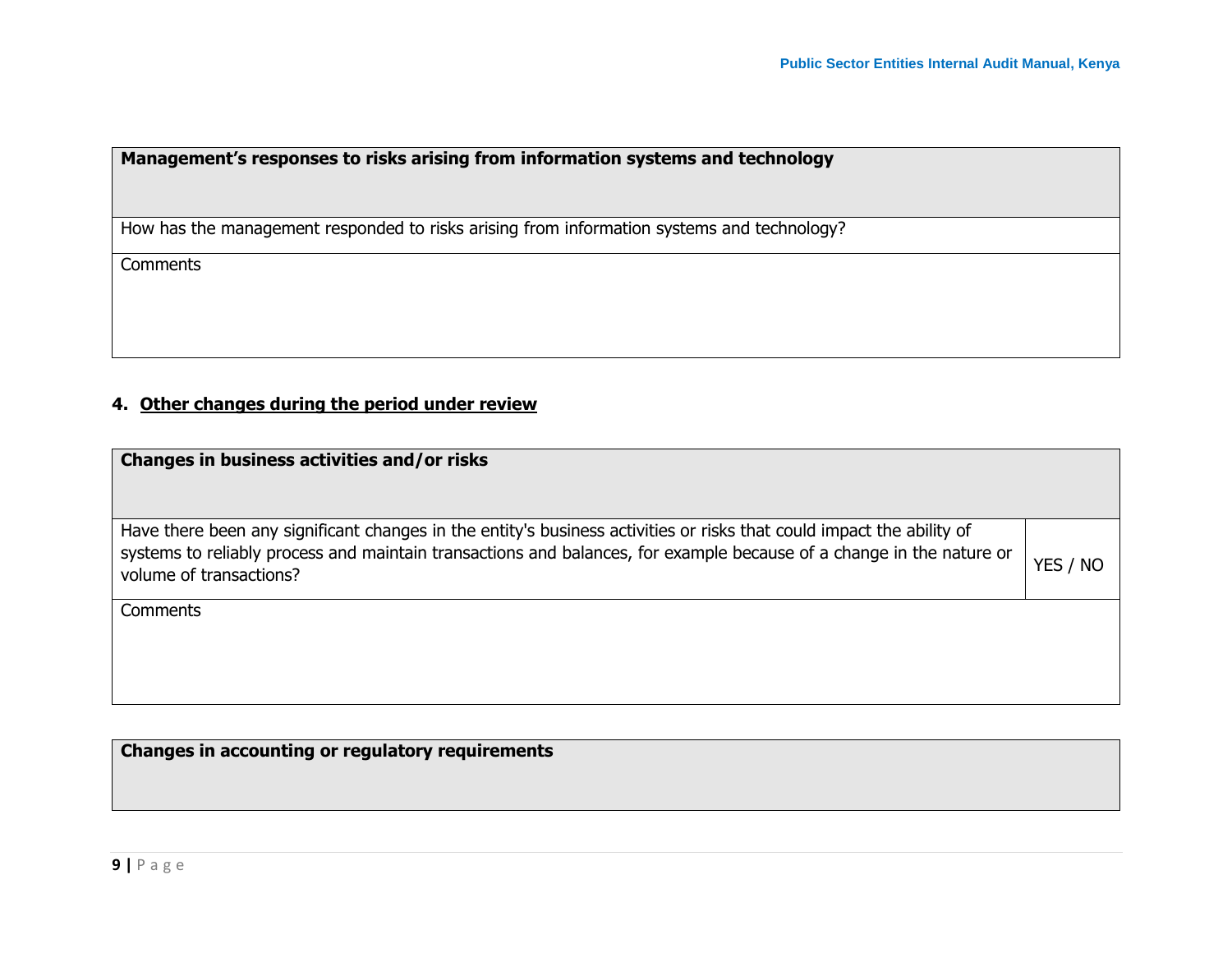| Management's responses to risks arising from information systems and technology |
|---|
| How has the management responded to risks arising from information systems and technology? |
| Comments |

## 4. Other changes during the period under review

| Changes in business activities and/or risks | |
|---|---|
| Have there been any significant changes in the entity's business activities or risks that could impact the ability of systems to reliably process and maintain transactions and balances, for example because of a change in the nature or volume of transactions? | YES / NO |
| Comments | |

| Changes in accounting or regulatory requirements |
|---|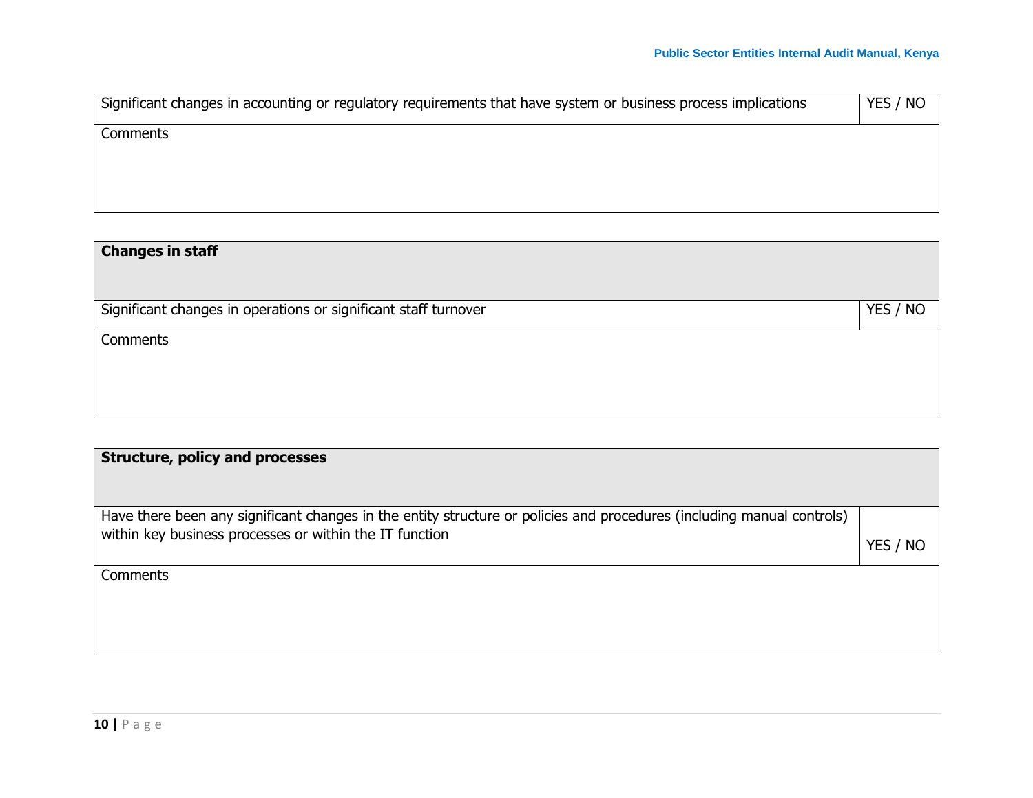| Significant changes in accounting or regulatory requirements that have system or business process implications | YES / NO |
| --- | --- |
| Comments | |

| **Changes in staff** | |
| --- | --- |
| Significant changes in operations or significant staff turnover | YES / NO |
| Comments | |

| **Structure, policy and processes** | |
| --- | --- |
| Have there been any significant changes in the entity structure or policies and procedures (including manual controls) within key business processes or within the IT function | YES / NO |
| Comments | |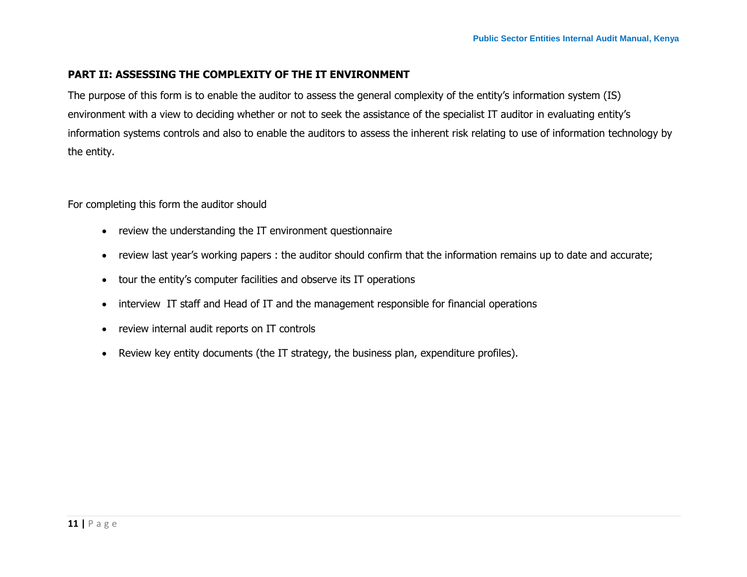## PART II: ASSESSING THE COMPLEXITY OF THE IT ENVIRONMENT

The purpose of this form is to enable the auditor to assess the general complexity of the entity's information system (IS) environment with a view to deciding whether or not to seek the assistance of the specialist IT auditor in evaluating entity's information systems controls and also to enable the auditors to assess the inherent risk relating to use of information technology by the entity.

For completing this form the auditor should

- review the understanding the IT environment questionnaire
- review last year's working papers : the auditor should confirm that the information remains up to date and accurate;
- tour the entity's computer facilities and observe its IT operations
- interview IT staff and Head of IT and the management responsible for financial operations
- review internal audit reports on IT controls
- Review key entity documents (the IT strategy, the business plan, expenditure profiles).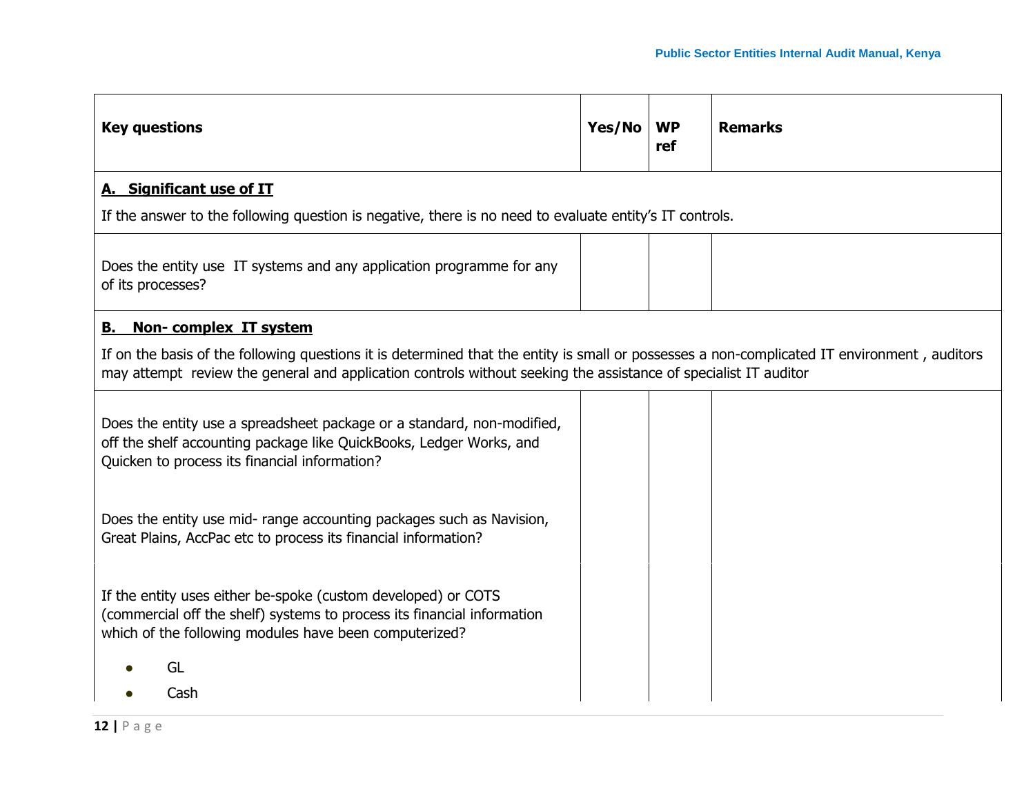| Key questions | Yes/No | WP ref | Remarks |
|---|---|---|---|
| **A. Significant use of IT**<br><br>If the answer to the following question is negative, there is no need to evaluate entity's IT controls. | | | |
| Does the entity use IT systems and any application programme for any of its processes? | | | |
| **B. Non- complex IT system**<br><br>If on the basis of the following questions it is determined that the entity is small or possesses a non-complicated IT environment , auditors may attempt review the general and application controls without seeking the assistance of specialist IT auditor | | | |
| Does the entity use a spreadsheet package or a standard, non-modified, off the shelf accounting package like QuickBooks, Ledger Works, and Quicken to process its financial information? | | | |
| Does the entity use mid- range accounting packages such as Navision, Great Plains, AccPac etc to process its financial information? | | | |
| If the entity uses either be-spoke (custom developed) or COTS (commercial off the shelf) systems to process its financial information which of the following modules have been computerized?<br><br>• GL<br>• Cash | | | |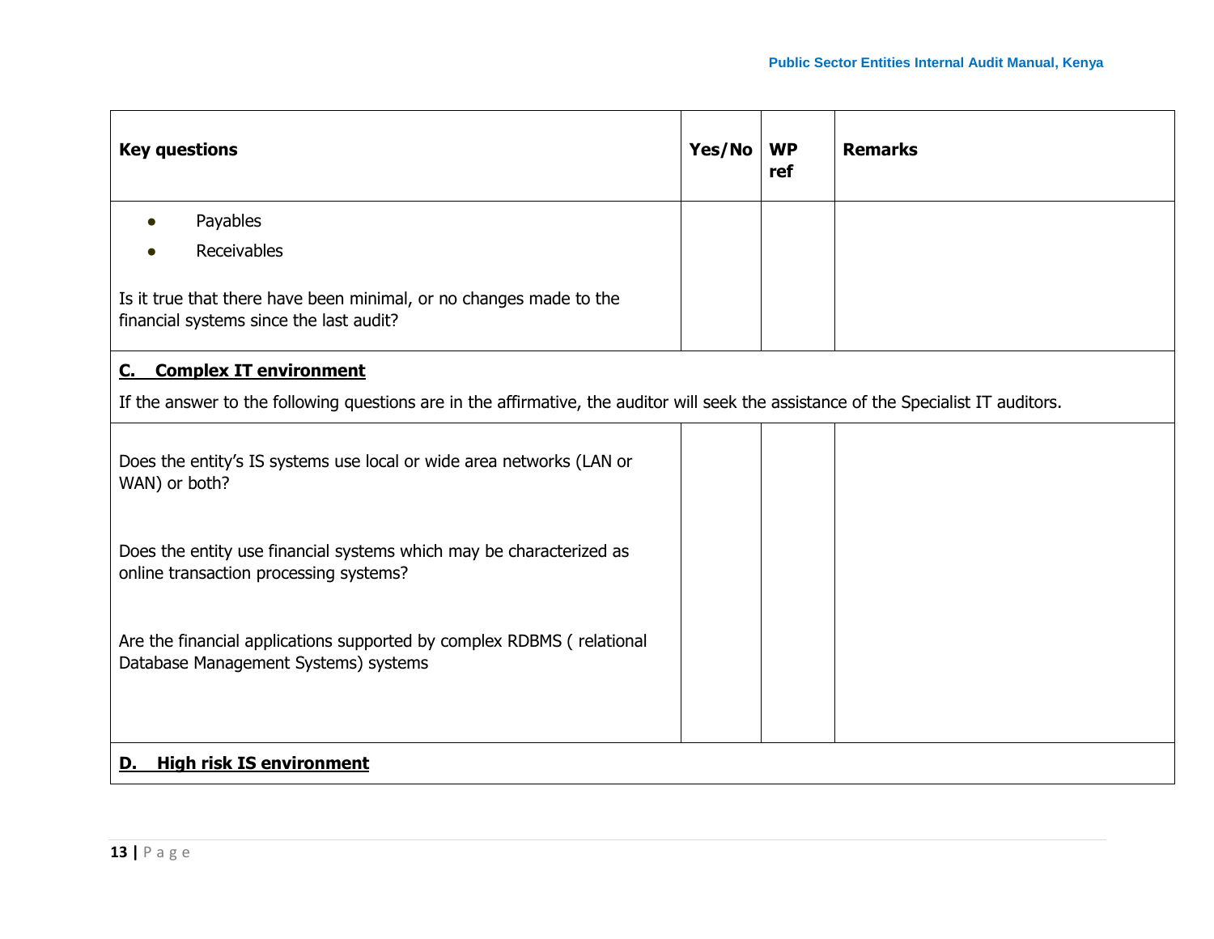| Key questions | Yes/No | WP ref | Remarks |
|---|---|---|---|
| • Payables<br>• Receivables<br><br>Is it true that there have been minimal, or no changes made to the financial systems since the last audit? | | | |
| **C. Complex IT environment**<br><br>If the answer to the following questions are in the affirmative, the auditor will seek the assistance of the Specialist IT auditors. | | | |
| Does the entity's IS systems use local or wide area networks (LAN or WAN) or both?<br><br>Does the entity use financial systems which may be characterized as online transaction processing systems?<br><br>Are the financial applications supported by complex RDBMS ( relational Database Management Systems) systems | | | |
| **D. High risk IS environment** | | | |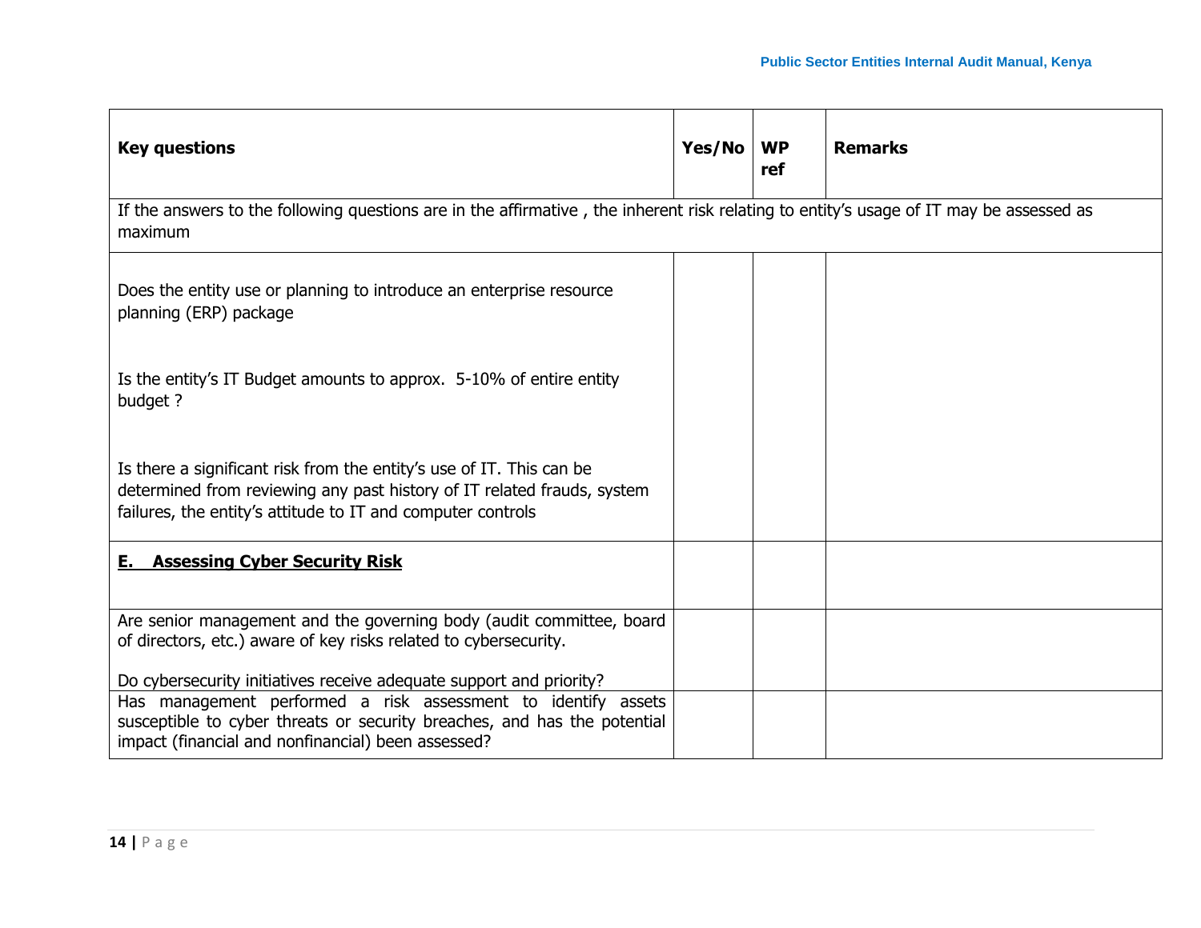| Key questions | Yes/No | WP ref | Remarks |
|---|---|---|---|
| If the answers to the following questions are in the affirmative , the inherent risk relating to entity's usage of IT may be assessed as maximum | | | |
| Does the entity use or planning to introduce an enterprise resource planning (ERP) package<br><br>Is the entity's IT Budget amounts to approx. 5-10% of entire entity budget ?<br><br>Is there a significant risk from the entity's use of IT. This can be determined from reviewing any past history of IT related frauds, system failures, the entity's attitude to IT and computer controls | | | |
| **E. Assessing Cyber Security Risk** | | | |
| Are senior management and the governing body (audit committee, board of directors, etc.) aware of key risks related to cybersecurity.<br><br>Do cybersecurity initiatives receive adequate support and priority? | | | |
| Has management performed a risk assessment to identify assets susceptible to cyber threats or security breaches, and has the potential impact (financial and nonfinancial) been assessed? | | | |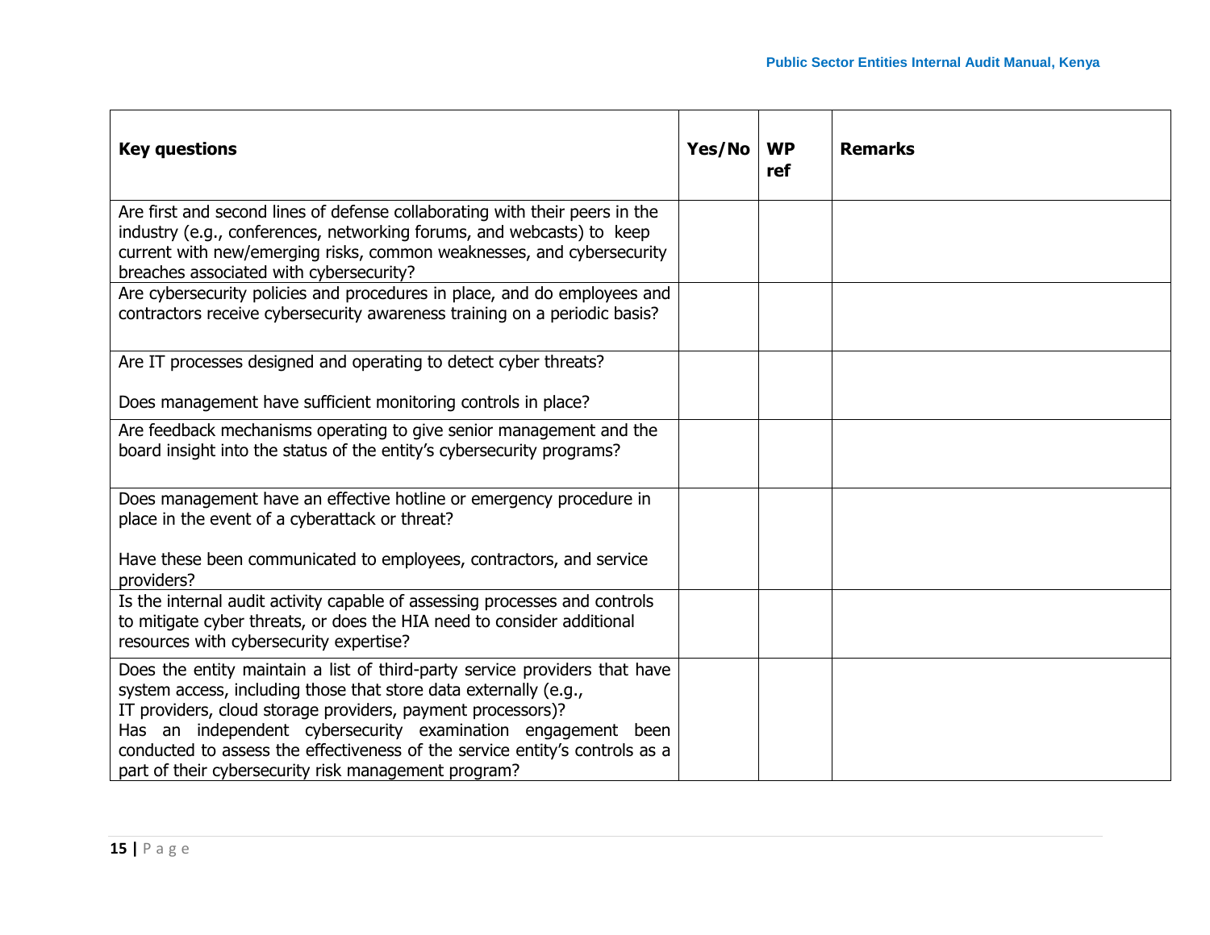| Key questions | Yes/No | WP ref | Remarks |
|---|---|---|---|
| Are first and second lines of defense collaborating with their peers in the industry (e.g., conferences, networking forums, and webcasts) to keep current with new/emerging risks, common weaknesses, and cybersecurity breaches associated with cybersecurity? | | | |
| Are cybersecurity policies and procedures in place, and do employees and contractors receive cybersecurity awareness training on a periodic basis? | | | |
| Are IT processes designed and operating to detect cyber threats?<br><br>Does management have sufficient monitoring controls in place? | | | |
| Are feedback mechanisms operating to give senior management and the board insight into the status of the entity's cybersecurity programs? | | | |
| Does management have an effective hotline or emergency procedure in place in the event of a cyberattack or threat?<br><br>Have these been communicated to employees, contractors, and service providers? | | | |
| Is the internal audit activity capable of assessing processes and controls to mitigate cyber threats, or does the HIA need to consider additional resources with cybersecurity expertise? | | | |
| Does the entity maintain a list of third-party service providers that have system access, including those that store data externally (e.g., IT providers, cloud storage providers, payment processors)?<br>Has an independent cybersecurity examination engagement been conducted to assess the effectiveness of the service entity's controls as a part of their cybersecurity risk management program? | | | |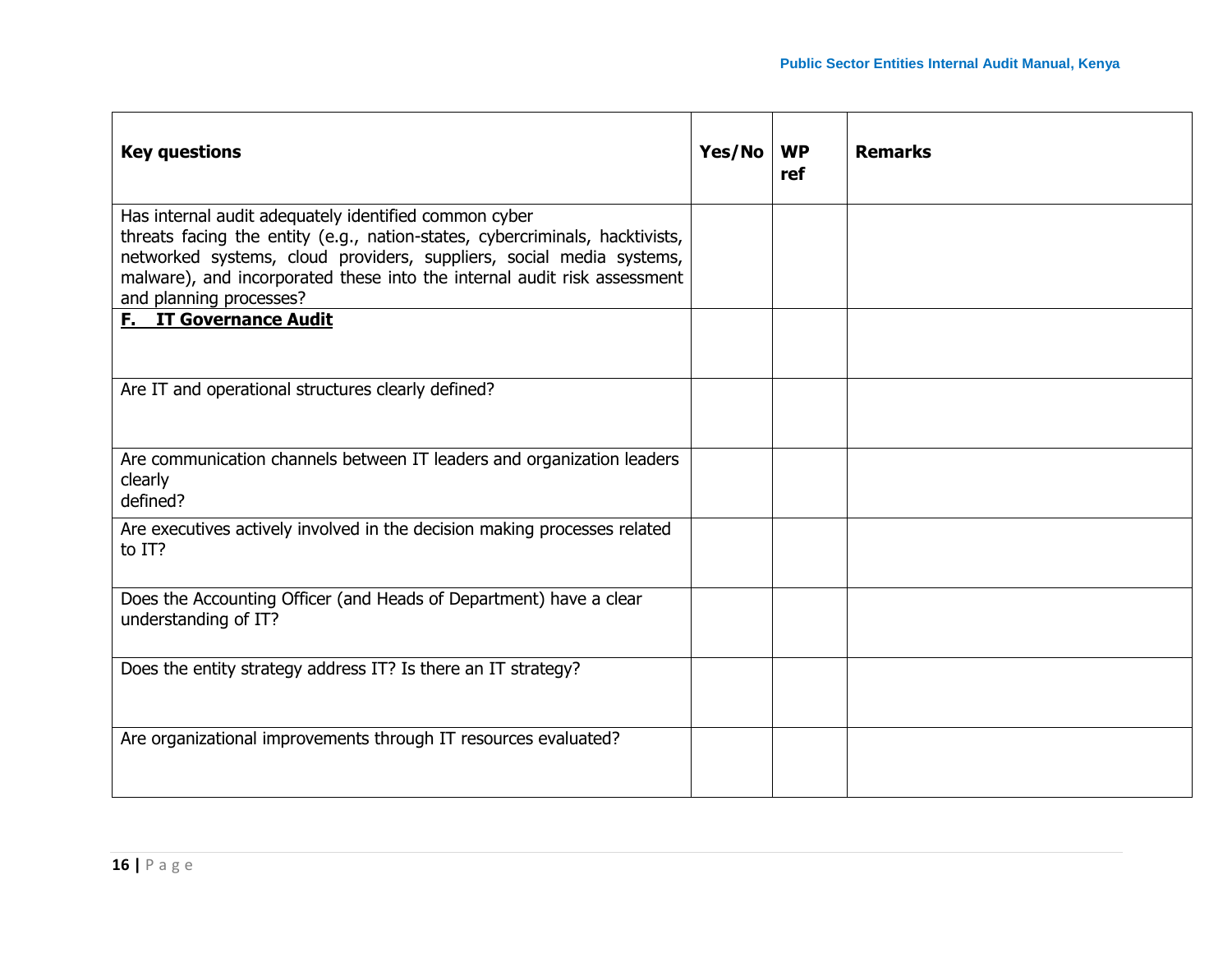| Key questions | Yes/No | WP ref | Remarks |
|---|---|---|---|
| Has internal audit adequately identified common cyber threats facing the entity (e.g., nation-states, cybercriminals, hacktivists, networked systems, cloud providers, suppliers, social media systems, malware), and incorporated these into the internal audit risk assessment and planning processes? | | | |
| **F. IT Governance Audit** | | | |
| Are IT and operational structures clearly defined? | | | |
| Are communication channels between IT leaders and organization leaders clearly defined? | | | |
| Are executives actively involved in the decision making processes related to IT? | | | |
| Does the Accounting Officer (and Heads of Department) have a clear understanding of IT? | | | |
| Does the entity strategy address IT? Is there an IT strategy? | | | |
| Are organizational improvements through IT resources evaluated? | | | |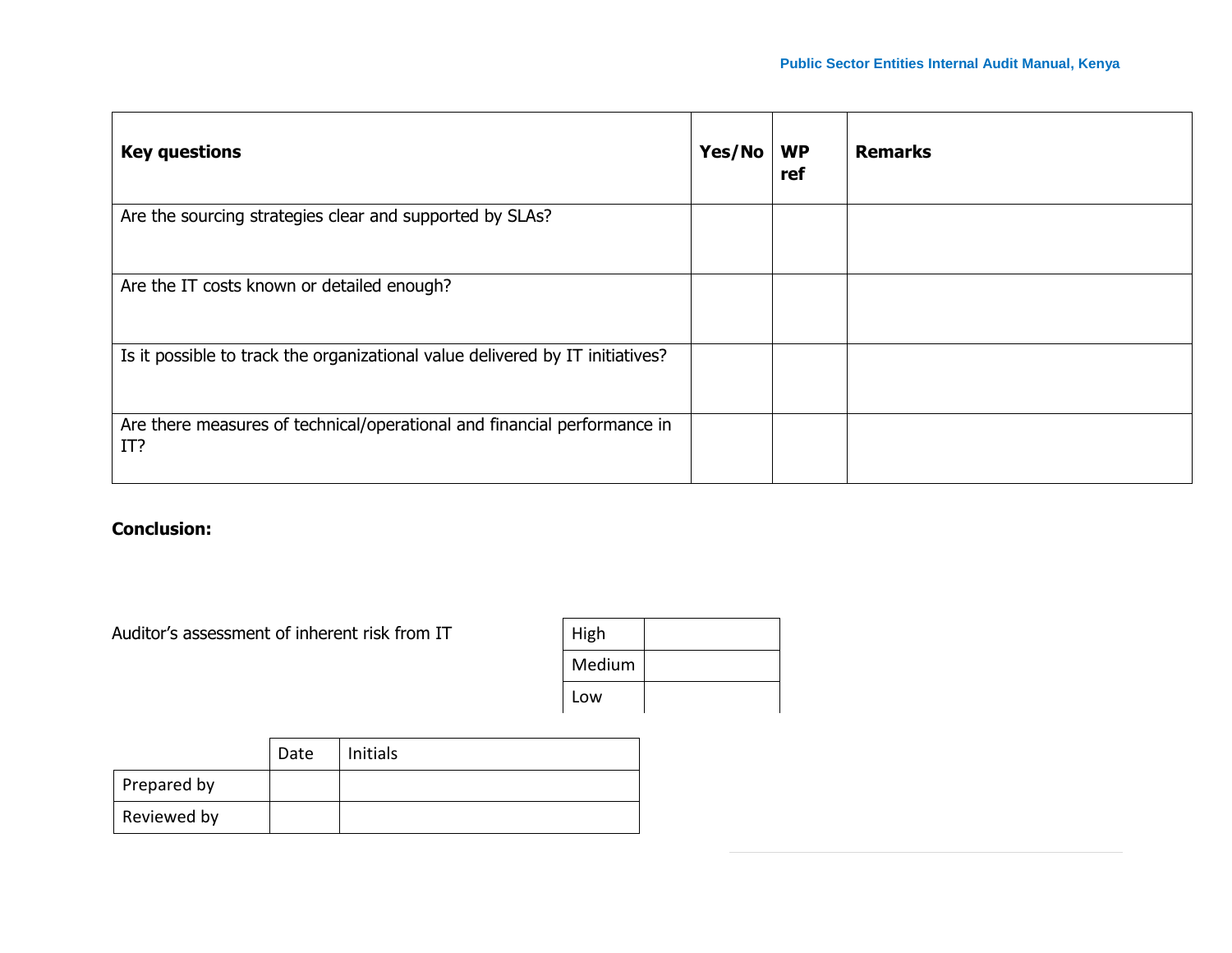| Key questions | Yes/No | WP ref | Remarks |
|---|---|---|---|
| Are the sourcing strategies clear and supported by SLAs? | | | |
| Are the IT costs known or detailed enough? | | | |
| Is it possible to track the organizational value delivered by IT initiatives? | | | |
| Are there measures of technical/operational and financial performance in IT? | | | |

**Conclusion:**

Auditor's assessment of inherent risk from IT

| | |
|---|---|
| High | |
| Medium | |
| Low | |

| | Date | Initials |
|---|---|---|
| Prepared by | | |
| Reviewed by | | |